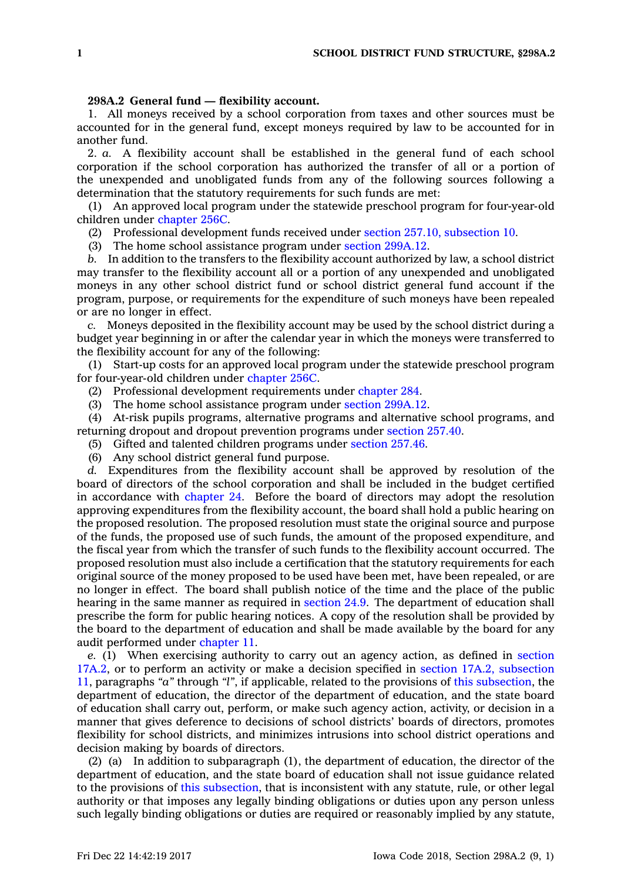**298A.2 General fund — flexibility account.**

1. All moneys received by a school corporation from taxes and other sources must be accounted for in the general fund, except moneys required by law to be accounted for in another fund.

2. *a.* A flexibility account shall be established in the general fund of each school corporation if the school corporation has authorized the transfer of all or a portion of the unexpended and unobligated funds from any of the following sources following a determination that the statutory requirements for such funds are met:

(1) An approved local program under the statewide preschool program for four-year-old children under chapter 256C.

(2) Professional development funds received under section 257.10, subsection 10.

(3) The home school assistance program under section 299A.12.

*b.* In addition to the transfers to the flexibility account authorized by law, a school district may transfer to the flexibility account all or a portion of any unexpended and unobligated moneys in any other school district fund or school district general fund account if the program, purpose, or requirements for the expenditure of such moneys have been repealed or are no longer in effect.

*c.* Moneys deposited in the flexibility account may be used by the school district during a budget year beginning in or after the calendar year in which the moneys were transferred to the flexibility account for any of the following:

(1) Start-up costs for an approved local program under the statewide preschool program for four-year-old children under chapter 256C.

(2) Professional development requirements under chapter 284.

(3) The home school assistance program under section 299A.12.

(4) At-risk pupils programs, alternative programs and alternative school programs, and returning dropout and dropout prevention programs under section 257.40.

(5) Gifted and talented children programs under section 257.46.

(6) Any school district general fund purpose.

*d.* Expenditures from the flexibility account shall be approved by resolution of the board of directors of the school corporation and shall be included in the budget certified in accordance with chapter 24. Before the board of directors may adopt the resolution approving expenditures from the flexibility account, the board shall hold a public hearing on the proposed resolution. The proposed resolution must state the original source and purpose of the funds, the proposed use of such funds, the amount of the proposed expenditure, and the fiscal year from which the transfer of such funds to the flexibility account occurred. The proposed resolution must also include a certification that the statutory requirements for each original source of the money proposed to be used have been met, have been repealed, or are no longer in effect. The board shall publish notice of the time and the place of the public hearing in the same manner as required in section 24.9. The department of education shall prescribe the form for public hearing notices. A copy of the resolution shall be provided by the board to the department of education and shall be made available by the board for any audit performed under chapter 11.

*e.* (1) When exercising authority to carry out an agency action, as defined in section 17A.2, or to perform an activity or make a decision specified in section 17A.2, subsection 11, paragraphs *"a"* through *"l"*, if applicable, related to the provisions of this subsection, the department of education, the director of the department of education, and the state board of education shall carry out, perform, or make such agency action, activity, or decision in a manner that gives deference to decisions of school districts' boards of directors, promotes flexibility for school districts, and minimizes intrusions into school district operations and decision making by boards of directors.

(2) (a) In addition to subparagraph (1), the department of education, the director of the department of education, and the state board of education shall not issue guidance related to the provisions of this subsection, that is inconsistent with any statute, rule, or other legal authority or that imposes any legally binding obligations or duties upon any person unless such legally binding obligations or duties are required or reasonably implied by any statute,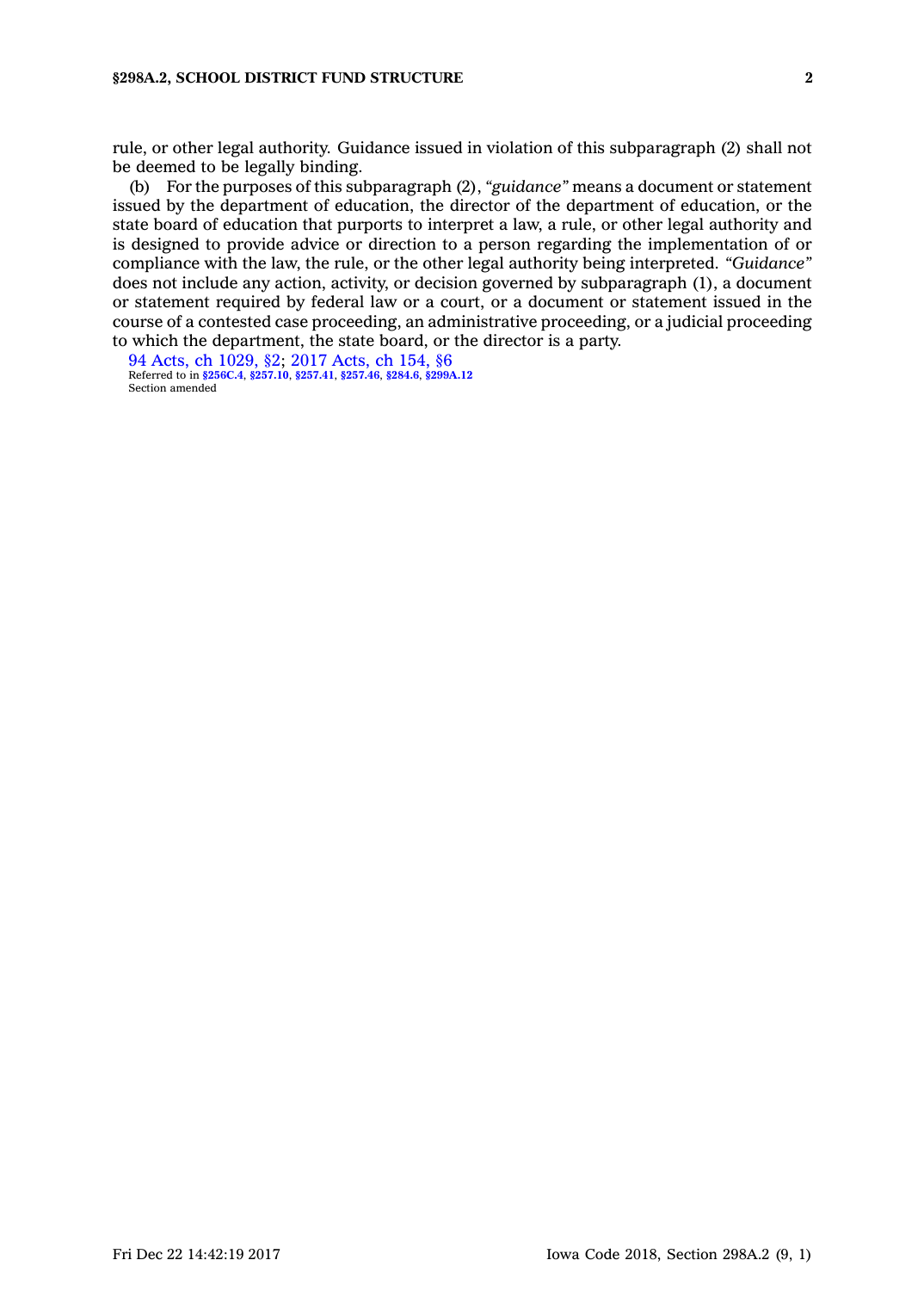rule, or other legal authority. Guidance issued in violation of this subparagraph (2) shall not be deemed to be legally binding.

(b) For the purposes of this subparagraph (2), *"guidance"* means a document or statement issued by the department of education, the director of the department of education, or the state board of education that purports to interpret a law, a rule, or other legal authority and is designed to provide advice or direction to a person regarding the implementation of or compliance with the law, the rule, or the other legal authority being interpreted. *"Guidance"* does not include any action, activity, or decision governed by subparagraph (1), a document or statement required by federal law or a court, or a document or statement issued in the course of a contested case proceeding, an administrative proceeding, or a judicial proceeding to which the department, the state board, or the director is a party.

94 Acts, ch 1029, §2; 2017 Acts, ch 154, §6

Referred to in **§256C.4**, **§257.10**, **§257.41**, **§257.46**, **§284.6**, **§299A.12**

Section amended